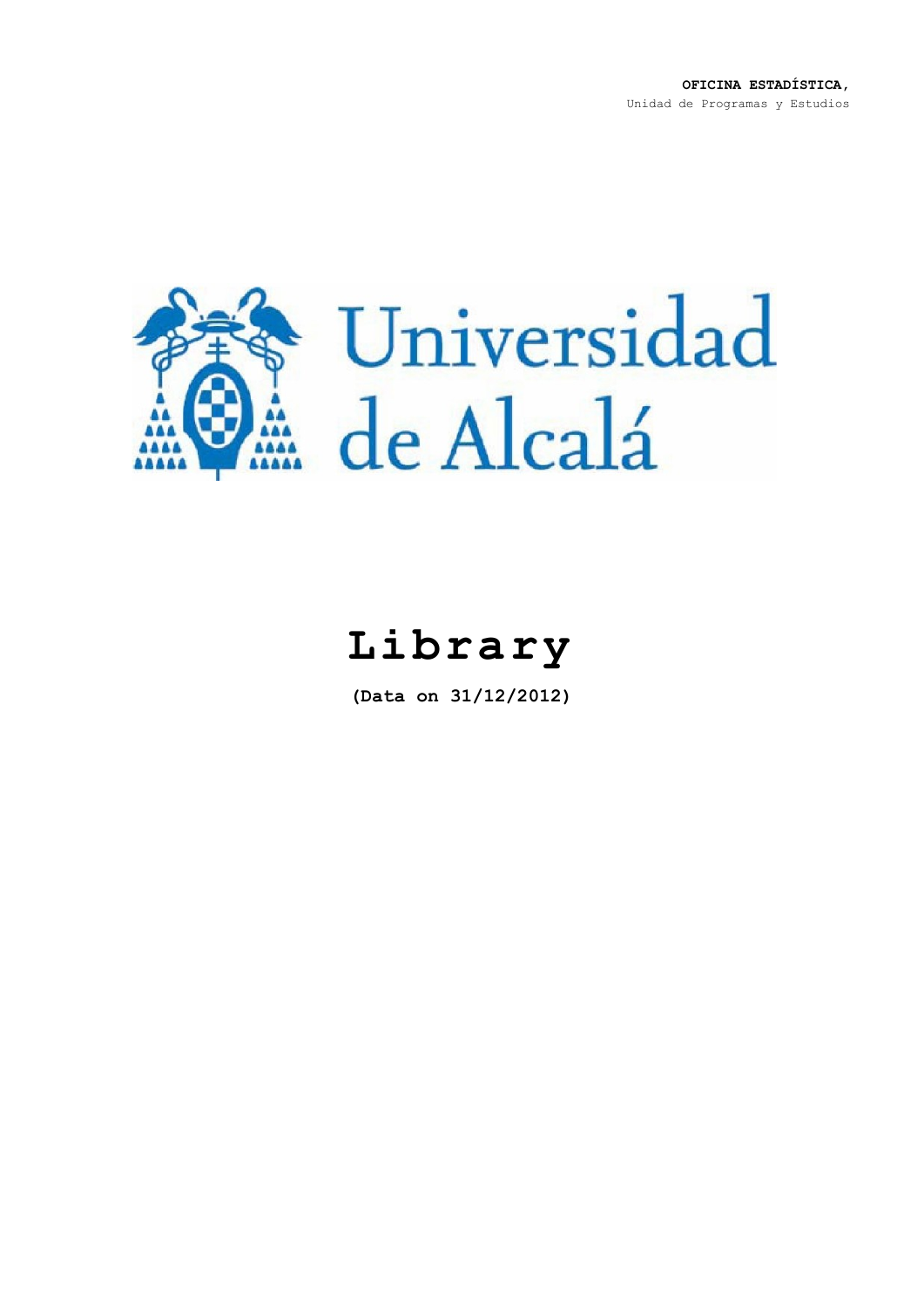**OFICINA ESTADÍSTICA,**
Unidad de Programas y Estudios

Universidad de Alcalá

# Library

**(Data on 31/12/2012)**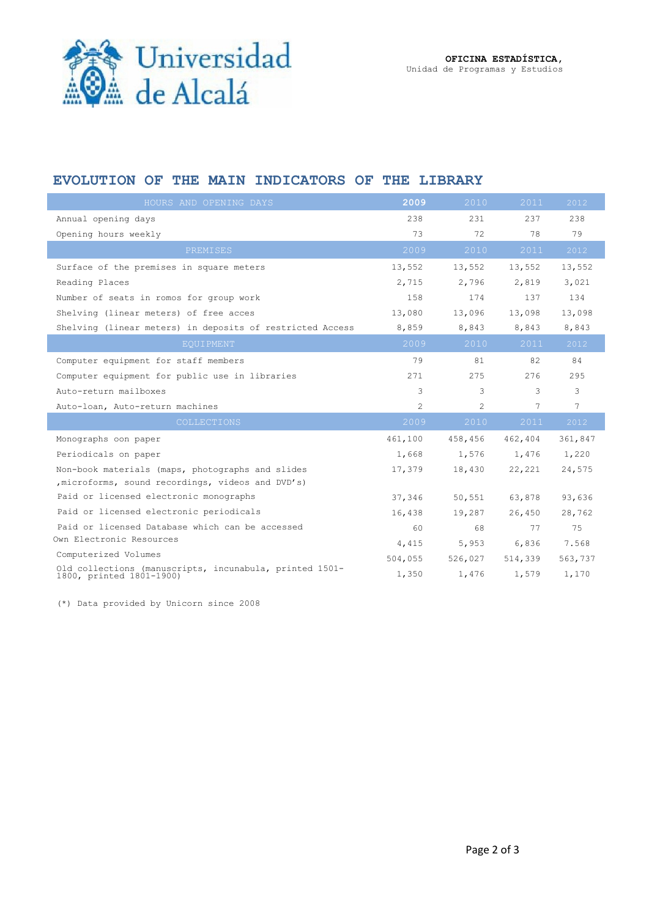**OFICINA ESTADÍSTICA,**
Unidad de Programas y Estudios

## EVOLUTION OF THE MAIN INDICATORS OF THE LIBRARY

| HOURS AND OPENING DAYS | 2009 | 2010 | 2011 | 2012 |
|---|---|---|---|---|
| Annual opening days | 238 | 231 | 237 | 238 |
| Opening hours weekly | 73 | 72 | 78 | 79 |
| **PREMISES** | **2009** | **2010** | **2011** | **2012** |
| Surface of the premises in square meters | 13,552 | 13,552 | 13,552 | 13,552 |
| Reading Places | 2,715 | 2,796 | 2,819 | 3,021 |
| Number of seats in romos for group work | 158 | 174 | 137 | 134 |
| Shelving (linear meters) of free acces | 13,080 | 13,096 | 13,098 | 13,098 |
| Shelving (linear meters) in deposits of restricted Access | 8,859 | 8,843 | 8,843 | 8,843 |
| **EQUIPMENT** | **2009** | **2010** | **2011** | **2012** |
| Computer equipment for staff members | 79 | 81 | 82 | 84 |
| Computer equipment for public use in libraries | 271 | 275 | 276 | 295 |
| Auto-return mailboxes | 3 | 3 | 3 | 3 |
| Auto-loan, Auto-return machines | 2 | 2 | 7 | 7 |
| **COLLECTIONS** | **2009** | **2010** | **2011** | **2012** |
| Monographs oon paper | 461,100 | 458,456 | 462,404 | 361,847 |
| Periodicals on paper | 1,668 | 1,576 | 1,476 | 1,220 |
| Non-book materials (maps, photographs and slides ,microforms, sound recordings, videos and DVD's) | 17,379 | 18,430 | 22,221 | 24,575 |
| Paid or licensed electronic monographs | 37,346 | 50,551 | 63,878 | 93,636 |
| Paid or licensed electronic periodicals | 16,438 | 19,287 | 26,450 | 28,762 |
| Paid or licensed Database which can be accessed | 60 | 68 | 77 | 75 |
| Own Electronic Resources | 4,415 | 5,953 | 6,836 | 7.568 |
| Computerized Volumes | 504,055 | 526,027 | 514,339 | 563,737 |
| Old collections (manuscripts, incunabula, printed 1501-1800, printed 1801-1900) | 1,350 | 1,476 | 1,579 | 1,170 |

(*) Data provided by Unicorn since 2008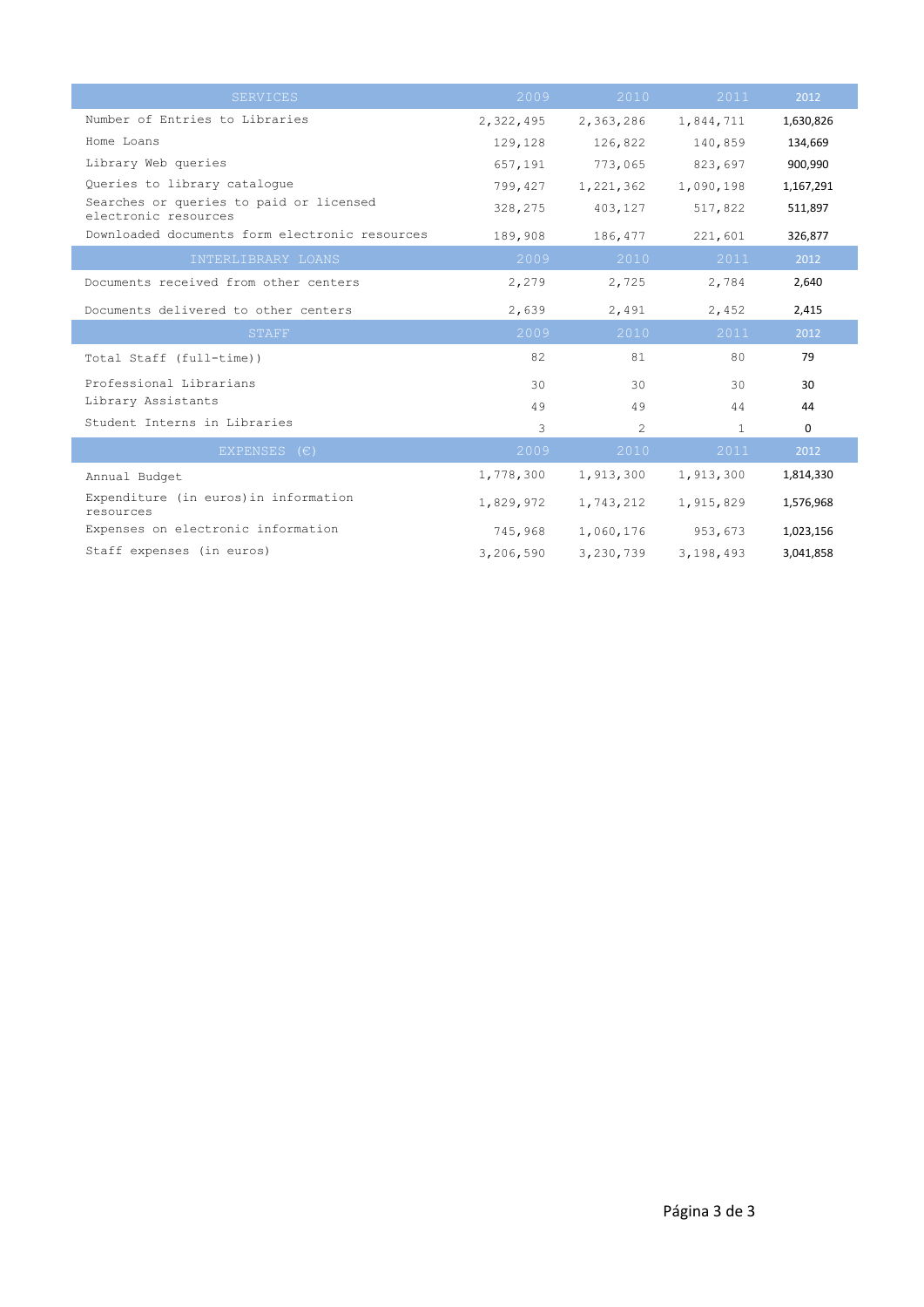| SERVICES | 2009 | 2010 | 2011 | 2012 |
|---|---|---|---|---|
| Number of Entries to Libraries | 2,322,495 | 2,363,286 | 1,844,711 | 1,630,826 |
| Home Loans | 129,128 | 126,822 | 140,859 | 134,669 |
| Library Web queries | 657,191 | 773,065 | 823,697 | 900,990 |
| Queries to library catalogue | 799,427 | 1,221,362 | 1,090,198 | 1,167,291 |
| Searches or queries to paid or licensed electronic resources | 328,275 | 403,127 | 517,822 | 511,897 |
| Downloaded documents form electronic resources | 189,908 | 186,477 | 221,601 | 326,877 |
| **INTERLIBRARY LOANS** | **2009** | **2010** | **2011** | **2012** |
| Documents received from other centers | 2,279 | 2,725 | 2,784 | 2,640 |
| Documents delivered to other centers | 2,639 | 2,491 | 2,452 | 2,415 |
| **STAFF** | **2009** | **2010** | **2011** | **2012** |
| Total Staff (full-time)) | 82 | 81 | 80 | 79 |
| Professional Librarians | 30 | 30 | 30 | 30 |
| Library Assistants | 49 | 49 | 44 | 44 |
| Student Interns in Libraries | 3 | 2 | 1 | 0 |
| **EXPENSES (€)** | **2009** | **2010** | **2011** | **2012** |
| Annual Budget | 1,778,300 | 1,913,300 | 1,913,300 | 1,814,330 |
| Expenditure (in euros)in information resources | 1,829,972 | 1,743,212 | 1,915,829 | 1,576,968 |
| Expenses on electronic information | 745,968 | 1,060,176 | 953,673 | 1,023,156 |
| Staff expenses (in euros) | 3,206,590 | 3,230,739 | 3,198,493 | 3,041,858 |